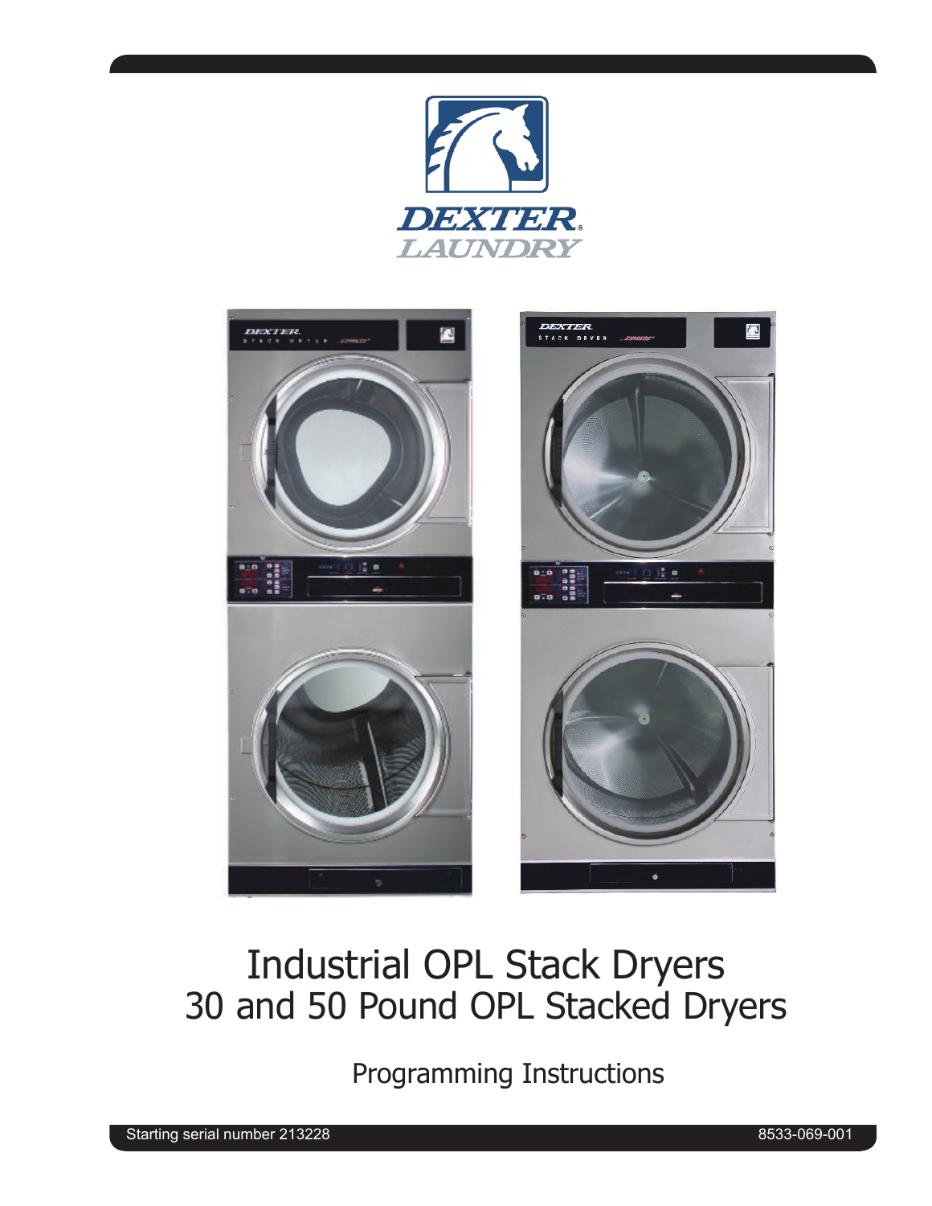# Industrial OPL Stack Dryers

## 30 and 50 Pound OPL Stacked Dryers

### Programming Instructions

Starting serial number 213228

8533-069-001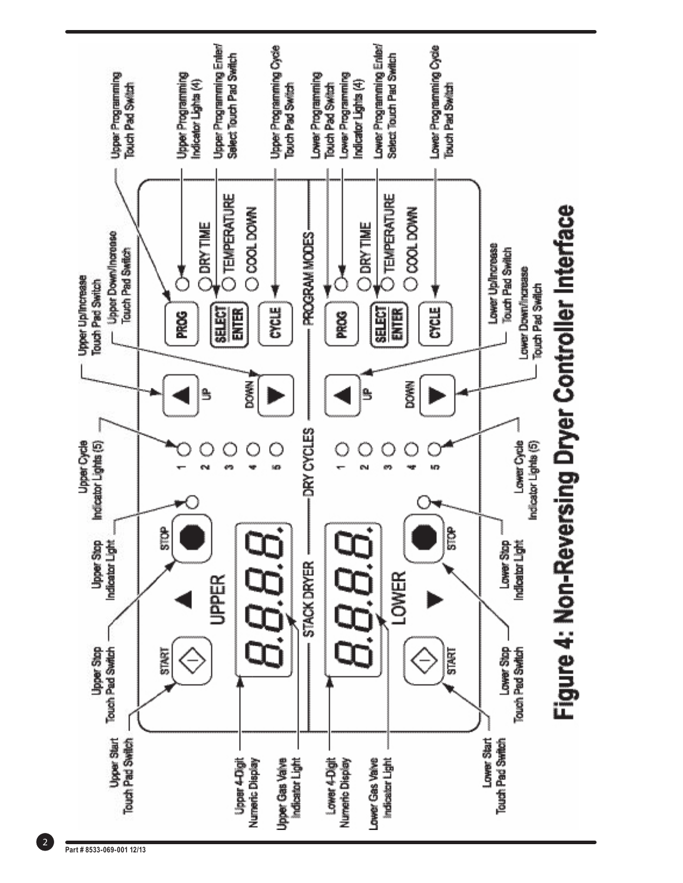Upper Start Touch Pad Switch

Upper Stop Touch Pad Switch

Upper Stop Indicator Light

Upper Cycle Indicator Lights (5)

Upper Up/Increase Touch Pad Switch

Upper Down/Increase Touch Pad Switch

Upper Programming Touch Pad Switch

Upper Programming Indicator Lights (4)

Upper Programming Enter/ Select Touch Pad Switch

Upper Programming Cycle Touch Pad Switch

Upper 4-Digit Numeric Display

Upper Gas Valve Indicator Light

Lower 4-Digit Numeric Display

Lower Gas Valve Indicator Light

Lower Start Touch Pad Switch

Lower Stop Touch Pad Switch

Lower Stop Indicator Light

Lower Cycle Indicator Lights (5)

Lower Up/Increase Touch Pad Switch

Lower Down/Increase Touch Pad Switch

Lower Programming Touch Pad Switch

Lower Programming Indicator Lights (4)

Lower Programming Enter/ Select Touch Pad Switch

Lower Programming Cycle Touch Pad Switch

START

STOP

UPPER

STACK DRYER

LOWER

8.8.8.8.

DRY CYCLES

1 2 3 4 5

UP

DOWN

PROG

SELECT ENTER

CYCLE

DRY TIME

TEMPERATURE

COOL DOWN

PROGRAM MODES

**Figure 4: Non-Reversing Dryer Controller Interface**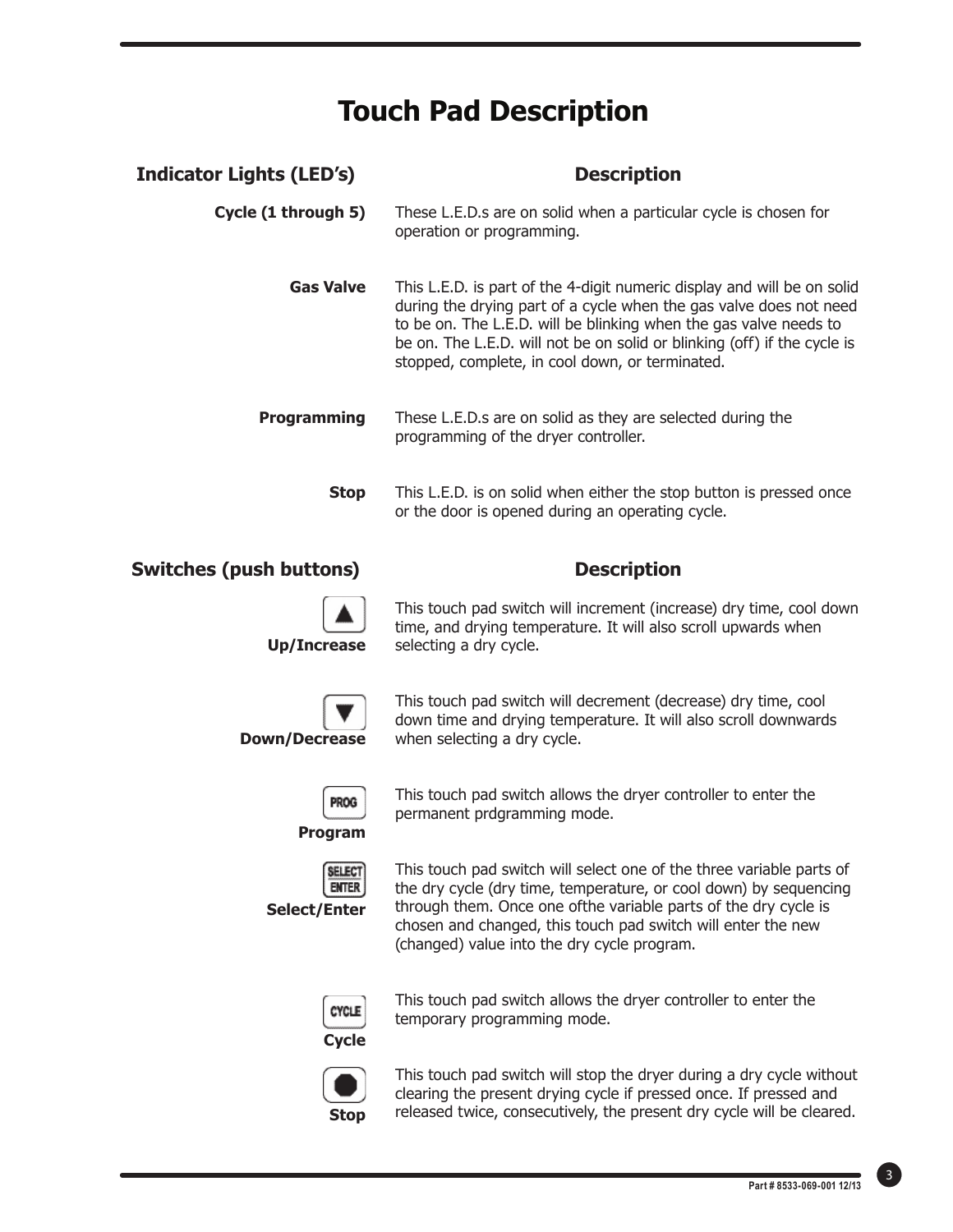# Touch Pad Description

| Indicator Lights (LED's) | Description |
| --- | --- |
| **Cycle (1 through 5)** | These L.E.D.s are on solid when a particular cycle is chosen for operation or programming. |
| **Gas Valve** | This L.E.D. is part of the 4-digit numeric display and will be on solid during the drying part of a cycle when the gas valve does not need to be on. The L.E.D. will be blinking when the gas valve needs to be on. The L.E.D. will not be on solid or blinking (off) if the cycle is stopped, complete, in cool down, or terminated. |
| **Programming** | These L.E.D.s are on solid as they are selected during the programming of the dryer controller. |
| **Stop** | This L.E.D. is on solid when either the stop button is pressed once or the door is opened during an operating cycle. |

| Switches (push buttons) | Description |
| --- | --- |
| **Up/Increase** | This touch pad switch will increment (increase) dry time, cool down time, and drying temperature. It will also scroll upwards when selecting a dry cycle. |
| **Down/Decrease** | This touch pad switch will decrement (decrease) dry time, cool down time and drying temperature. It will also scroll downwards when selecting a dry cycle. |
| **Program** | This touch pad switch allows the dryer controller to enter the permanent prdgramming mode. |
| **Select/Enter** | This touch pad switch will select one of the three variable parts of the dry cycle (dry time, temperature, or cool down) by sequencing through them. Once one ofthe variable parts of the dry cycle is chosen and changed, this touch pad switch will enter the new (changed) value into the dry cycle program. |
| **Cycle** | This touch pad switch allows the dryer controller to enter the temporary programming mode. |
| **Stop** | This touch pad switch will stop the dryer during a dry cycle without clearing the present drying cycle if pressed once. If pressed and released twice, consecutively, the present dry cycle will be cleared. |

Part # 8533-069-001 12/13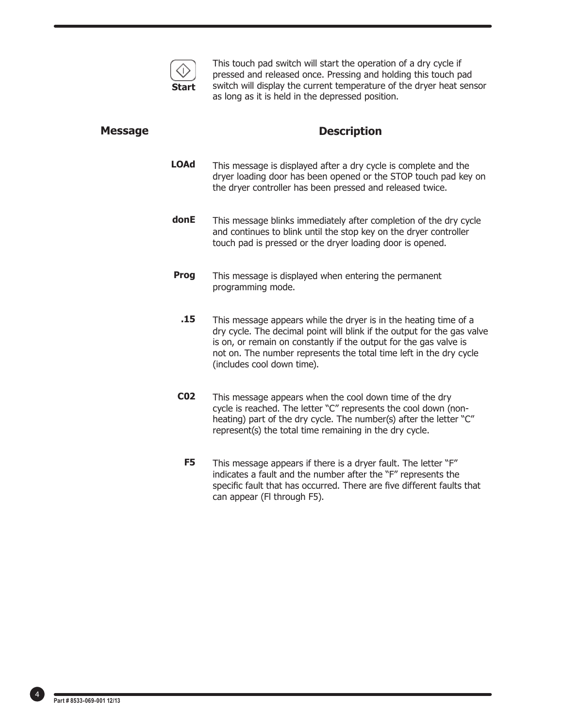**Start** This touch pad switch will start the operation of a dry cycle if pressed and released once. Pressing and holding this touch pad switch will display the current temperature of the dryer heat sensor as long as it is held in the depressed position.

| Message | Description |
| --- | --- |
| **LOAd** | This message is displayed after a dry cycle is complete and the dryer loading door has been opened or the STOP touch pad key on the dryer controller has been pressed and released twice. |
| **donE** | This message blinks immediately after completion of the dry cycle and continues to blink until the stop key on the dryer controller touch pad is pressed or the dryer loading door is opened. |
| **Prog** | This message is displayed when entering the permanent programming mode. |
| **.15** | This message appears while the dryer is in the heating time of a dry cycle. The decimal point will blink if the output for the gas valve is on, or remain on constantly if the output for the gas valve is not on. The number represents the total time left in the dry cycle (includes cool down time). |
| **C02** | This message appears when the cool down time of the dry cycle is reached. The letter "C" represents the cool down (non-heating) part of the dry cycle. The number(s) after the letter "C" represent(s) the total time remaining in the dry cycle. |
| **F5** | This message appears if there is a dryer fault. The letter "F" indicates a fault and the number after the "F" represents the specific fault that has occurred. There are five different faults that can appear (Fl through F5). |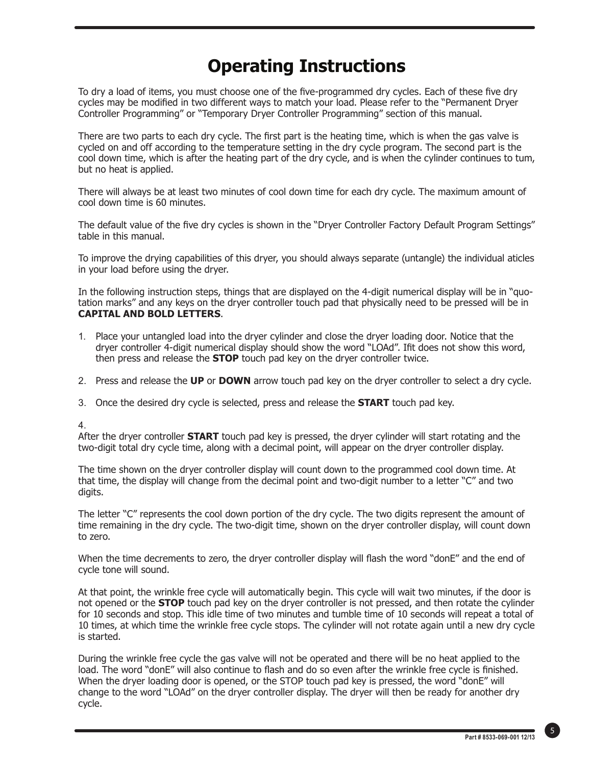# Operating Instructions

To dry a load of items, you must choose one of the five-programmed dry cycles. Each of these five dry cycles may be modified in two different ways to match your load. Please refer to the "Permanent Dryer Controller Programming" or "Temporary Dryer Controller Programming" section of this manual.

There are two parts to each dry cycle. The first part is the heating time, which is when the gas valve is cycled on and off according to the temperature setting in the dry cycle program. The second part is the cool down time, which is after the heating part of the dry cycle, and is when the cylinder continues to tum, but no heat is applied.

There will always be at least two minutes of cool down time for each dry cycle. The maximum amount of cool down time is 60 minutes.

The default value of the five dry cycles is shown in the "Dryer Controller Factory Default Program Settings" table in this manual.

To improve the drying capabilities of this dryer, you should always separate (untangle) the individual aticles in your load before using the dryer.

In the following instruction steps, things that are displayed on the 4-digit numerical display will be in "quotation marks" and any keys on the dryer controller touch pad that physically need to be pressed will be in **CAPITAL AND BOLD LETTERS**.

1. Place your untangled load into the dryer cylinder and close the dryer loading door. Notice that the dryer controller 4-digit numerical display should show the word "LOAd". Ifit does not show this word, then press and release the **STOP** touch pad key on the dryer controller twice.

2. Press and release the **UP** or **DOWN** arrow touch pad key on the dryer controller to select a dry cycle.

3. Once the desired dry cycle is selected, press and release the **START** touch pad key.

4.

After the dryer controller **START** touch pad key is pressed, the dryer cylinder will start rotating and the two-digit total dry cycle time, along with a decimal point, will appear on the dryer controller display.

The time shown on the dryer controller display will count down to the programmed cool down time. At that time, the display will change from the decimal point and two-digit number to a letter "C" and two digits.

The letter "C" represents the cool down portion of the dry cycle. The two digits represent the amount of time remaining in the dry cycle. The two-digit time, shown on the dryer controller display, will count down to zero.

When the time decrements to zero, the dryer controller display will flash the word "donE" and the end of cycle tone will sound.

At that point, the wrinkle free cycle will automatically begin. This cycle will wait two minutes, if the door is not opened or the **STOP** touch pad key on the dryer controller is not pressed, and then rotate the cylinder for 10 seconds and stop. This idle time of two minutes and tumble time of 10 seconds will repeat a total of 10 times, at which time the wrinkle free cycle stops. The cylinder will not rotate again until a new dry cycle is started.

During the wrinkle free cycle the gas valve will not be operated and there will be no heat applied to the load. The word "donE" will also continue to flash and do so even after the wrinkle free cycle is finished. When the dryer loading door is opened, or the STOP touch pad key is pressed, the word "donE" will change to the word "LOAd" on the dryer controller display. The dryer will then be ready for another dry cycle.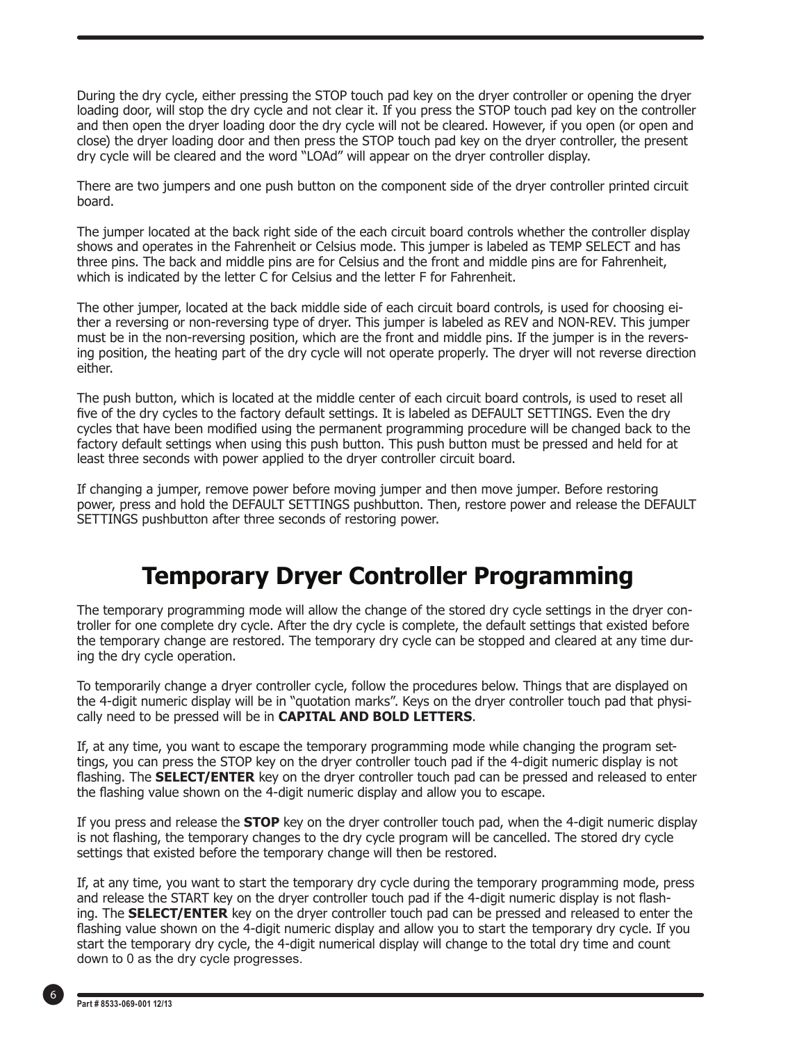During the dry cycle, either pressing the STOP touch pad key on the dryer controller or opening the dryer loading door, will stop the dry cycle and not clear it. If you press the STOP touch pad key on the controller and then open the dryer loading door the dry cycle will not be cleared. However, if you open (or open and close) the dryer loading door and then press the STOP touch pad key on the dryer controller, the present dry cycle will be cleared and the word "LOAd" will appear on the dryer controller display.

There are two jumpers and one push button on the component side of the dryer controller printed circuit board.

The jumper located at the back right side of the each circuit board controls whether the controller display shows and operates in the Fahrenheit or Celsius mode. This jumper is labeled as TEMP SELECT and has three pins. The back and middle pins are for Celsius and the front and middle pins are for Fahrenheit, which is indicated by the letter C for Celsius and the letter F for Fahrenheit.

The other jumper, located at the back middle side of each circuit board controls, is used for choosing either a reversing or non-reversing type of dryer. This jumper is labeled as REV and NON-REV. This jumper must be in the non-reversing position, which are the front and middle pins. If the jumper is in the reversing position, the heating part of the dry cycle will not operate properly. The dryer will not reverse direction either.

The push button, which is located at the middle center of each circuit board controls, is used to reset all five of the dry cycles to the factory default settings. It is labeled as DEFAULT SETTINGS. Even the dry cycles that have been modified using the permanent programming procedure will be changed back to the factory default settings when using this push button. This push button must be pressed and held for at least three seconds with power applied to the dryer controller circuit board.

If changing a jumper, remove power before moving jumper and then move jumper. Before restoring power, press and hold the DEFAULT SETTINGS pushbutton. Then, restore power and release the DEFAULT SETTINGS pushbutton after three seconds of restoring power.

# Temporary Dryer Controller Programming

The temporary programming mode will allow the change of the stored dry cycle settings in the dryer controller for one complete dry cycle. After the dry cycle is complete, the default settings that existed before the temporary change are restored. The temporary dry cycle can be stopped and cleared at any time during the dry cycle operation.

To temporarily change a dryer controller cycle, follow the procedures below. Things that are displayed on the 4-digit numeric display will be in "quotation marks". Keys on the dryer controller touch pad that physically need to be pressed will be in **CAPITAL AND BOLD LETTERS**.

If, at any time, you want to escape the temporary programming mode while changing the program settings, you can press the STOP key on the dryer controller touch pad if the 4-digit numeric display is not flashing. The **SELECT/ENTER** key on the dryer controller touch pad can be pressed and released to enter the flashing value shown on the 4-digit numeric display and allow you to escape.

If you press and release the **STOP** key on the dryer controller touch pad, when the 4-digit numeric display is not flashing, the temporary changes to the dry cycle program will be cancelled. The stored dry cycle settings that existed before the temporary change will then be restored.

If, at any time, you want to start the temporary dry cycle during the temporary programming mode, press and release the START key on the dryer controller touch pad if the 4-digit numeric display is not flashing. The **SELECT/ENTER** key on the dryer controller touch pad can be pressed and released to enter the flashing value shown on the 4-digit numeric display and allow you to start the temporary dry cycle. If you start the temporary dry cycle, the 4-digit numerical display will change to the total dry time and count down to 0 as the dry cycle progresses.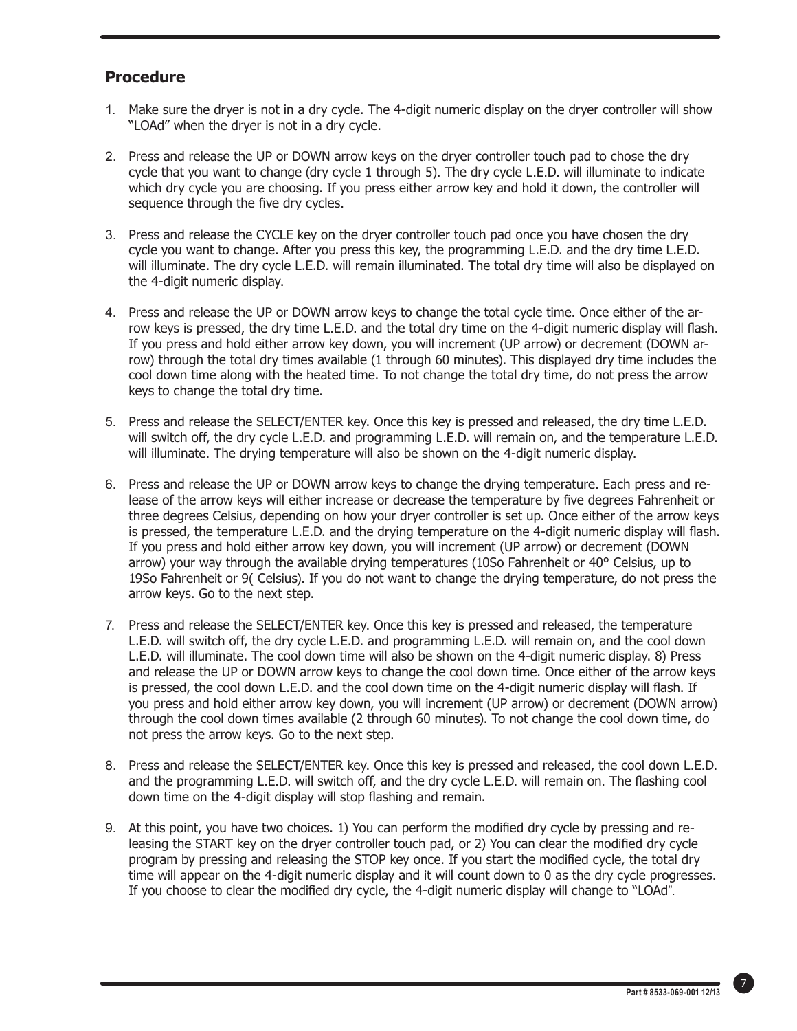## Procedure

1. Make sure the dryer is not in a dry cycle. The 4-digit numeric display on the dryer controller will show "LOAd" when the dryer is not in a dry cycle.

2. Press and release the UP or DOWN arrow keys on the dryer controller touch pad to chose the dry cycle that you want to change (dry cycle 1 through 5). The dry cycle L.E.D. will illuminate to indicate which dry cycle you are choosing. If you press either arrow key and hold it down, the controller will sequence through the five dry cycles.

3. Press and release the CYCLE key on the dryer controller touch pad once you have chosen the dry cycle you want to change. After you press this key, the programming L.E.D. and the dry time L.E.D. will illuminate. The dry cycle L.E.D. will remain illuminated. The total dry time will also be displayed on the 4-digit numeric display.

4. Press and release the UP or DOWN arrow keys to change the total cycle time. Once either of the arrow keys is pressed, the dry time L.E.D. and the total dry time on the 4-digit numeric display will flash. If you press and hold either arrow key down, you will increment (UP arrow) or decrement (DOWN arrow) through the total dry times available (1 through 60 minutes). This displayed dry time includes the cool down time along with the heated time. To not change the total dry time, do not press the arrow keys to change the total dry time.

5. Press and release the SELECT/ENTER key. Once this key is pressed and released, the dry time L.E.D. will switch off, the dry cycle L.E.D. and programming L.E.D. will remain on, and the temperature L.E.D. will illuminate. The drying temperature will also be shown on the 4-digit numeric display.

6. Press and release the UP or DOWN arrow keys to change the drying temperature. Each press and release of the arrow keys will either increase or decrease the temperature by five degrees Fahrenheit or three degrees Celsius, depending on how your dryer controller is set up. Once either of the arrow keys is pressed, the temperature L.E.D. and the drying temperature on the 4-digit numeric display will flash. If you press and hold either arrow key down, you will increment (UP arrow) or decrement (DOWN arrow) your way through the available drying temperatures (10So Fahrenheit or 40° Celsius, up to 19So Fahrenheit or 9( Celsius). If you do not want to change the drying temperature, do not press the arrow keys. Go to the next step.

7. Press and release the SELECT/ENTER key. Once this key is pressed and released, the temperature L.E.D. will switch off, the dry cycle L.E.D. and programming L.E.D. will remain on, and the cool down L.E.D. will illuminate. The cool down time will also be shown on the 4-digit numeric display. 8) Press and release the UP or DOWN arrow keys to change the cool down time. Once either of the arrow keys is pressed, the cool down L.E.D. and the cool down time on the 4-digit numeric display will flash. If you press and hold either arrow key down, you will increment (UP arrow) or decrement (DOWN arrow) through the cool down times available (2 through 60 minutes). To not change the cool down time, do not press the arrow keys. Go to the next step.

8. Press and release the SELECT/ENTER key. Once this key is pressed and released, the cool down L.E.D. and the programming L.E.D. will switch off, and the dry cycle L.E.D. will remain on. The flashing cool down time on the 4-digit display will stop flashing and remain.

9. At this point, you have two choices. 1) You can perform the modified dry cycle by pressing and releasing the START key on the dryer controller touch pad, or 2) You can clear the modified dry cycle program by pressing and releasing the STOP key once. If you start the modified cycle, the total dry time will appear on the 4-digit numeric display and it will count down to 0 as the dry cycle progresses. If you choose to clear the modified dry cycle, the 4-digit numeric display will change to "LOAd".

Part # 8533-069-001 12/13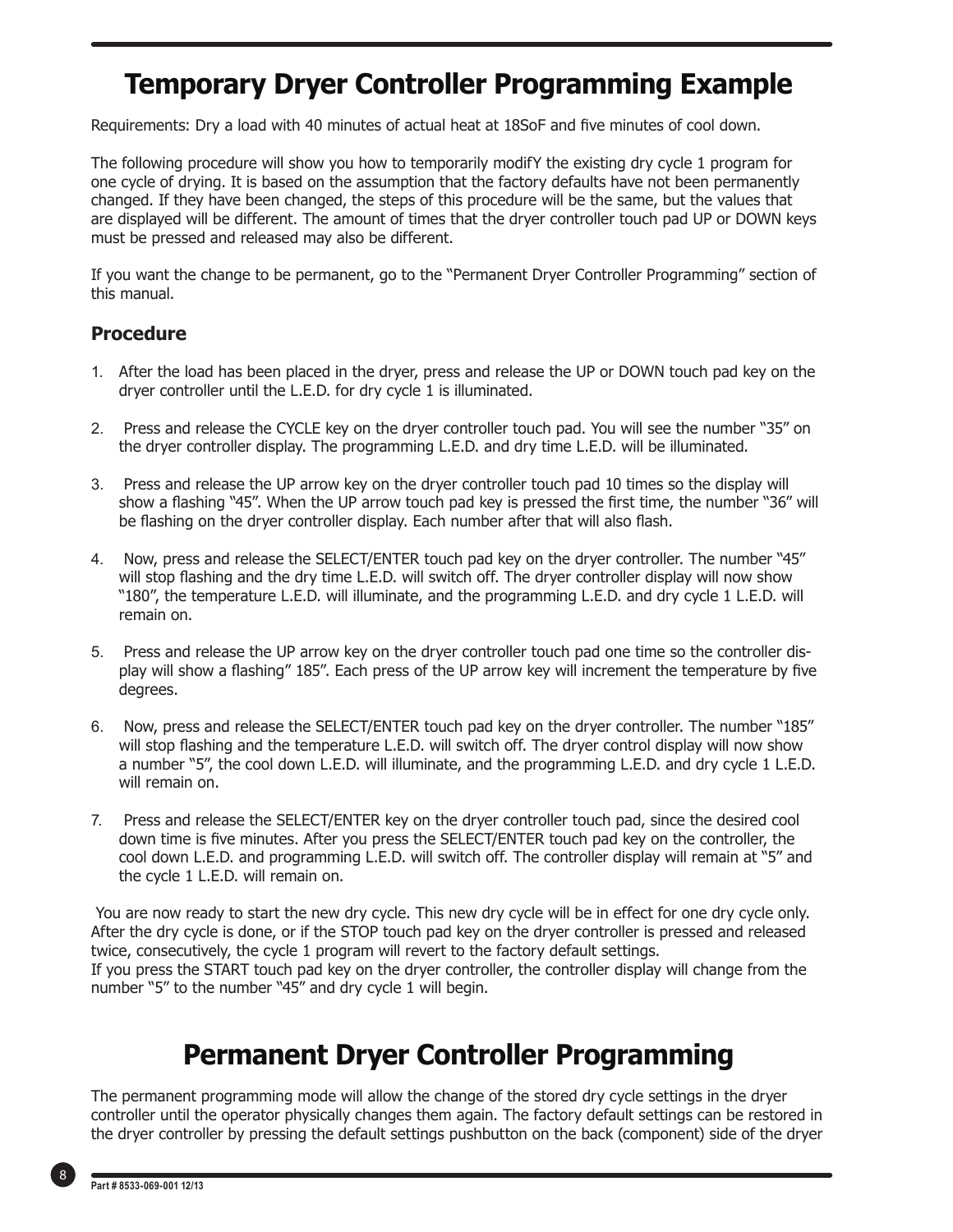# Temporary Dryer Controller Programming Example

Requirements: Dry a load with 40 minutes of actual heat at 18SoF and five minutes of cool down.

The following procedure will show you how to temporarily modifY the existing dry cycle 1 program for one cycle of drying. It is based on the assumption that the factory defaults have not been permanently changed. If they have been changed, the steps of this procedure will be the same, but the values that are displayed will be different. The amount of times that the dryer controller touch pad UP or DOWN keys must be pressed and released may also be different.

If you want the change to be permanent, go to the "Permanent Dryer Controller Programming" section of this manual.

## Procedure

1. After the load has been placed in the dryer, press and release the UP or DOWN touch pad key on the dryer controller until the L.E.D. for dry cycle 1 is illuminated.

2. Press and release the CYCLE key on the dryer controller touch pad. You will see the number "35" on the dryer controller display. The programming L.E.D. and dry time L.E.D. will be illuminated.

3. Press and release the UP arrow key on the dryer controller touch pad 10 times so the display will show a flashing "45". When the UP arrow touch pad key is pressed the first time, the number "36" will be flashing on the dryer controller display. Each number after that will also flash.

4. Now, press and release the SELECT/ENTER touch pad key on the dryer controller. The number "45" will stop flashing and the dry time L.E.D. will switch off. The dryer controller display will now show "180", the temperature L.E.D. will illuminate, and the programming L.E.D. and dry cycle 1 L.E.D. will remain on.

5. Press and release the UP arrow key on the dryer controller touch pad one time so the controller display will show a flashing" 185". Each press of the UP arrow key will increment the temperature by five degrees.

6. Now, press and release the SELECT/ENTER touch pad key on the dryer controller. The number "185" will stop flashing and the temperature L.E.D. will switch off. The dryer control display will now show a number "5", the cool down L.E.D. will illuminate, and the programming L.E.D. and dry cycle 1 L.E.D. will remain on.

7. Press and release the SELECT/ENTER key on the dryer controller touch pad, since the desired cool down time is five minutes. After you press the SELECT/ENTER touch pad key on the controller, the cool down L.E.D. and programming L.E.D. will switch off. The controller display will remain at "5" and the cycle 1 L.E.D. will remain on.

You are now ready to start the new dry cycle. This new dry cycle will be in effect for one dry cycle only. After the dry cycle is done, or if the STOP touch pad key on the dryer controller is pressed and released twice, consecutively, the cycle 1 program will revert to the factory default settings.
If you press the START touch pad key on the dryer controller, the controller display will change from the number "5" to the number "45" and dry cycle 1 will begin.

# Permanent Dryer Controller Programming

The permanent programming mode will allow the change of the stored dry cycle settings in the dryer controller until the operator physically changes them again. The factory default settings can be restored in the dryer controller by pressing the default settings pushbutton on the back (component) side of the dryer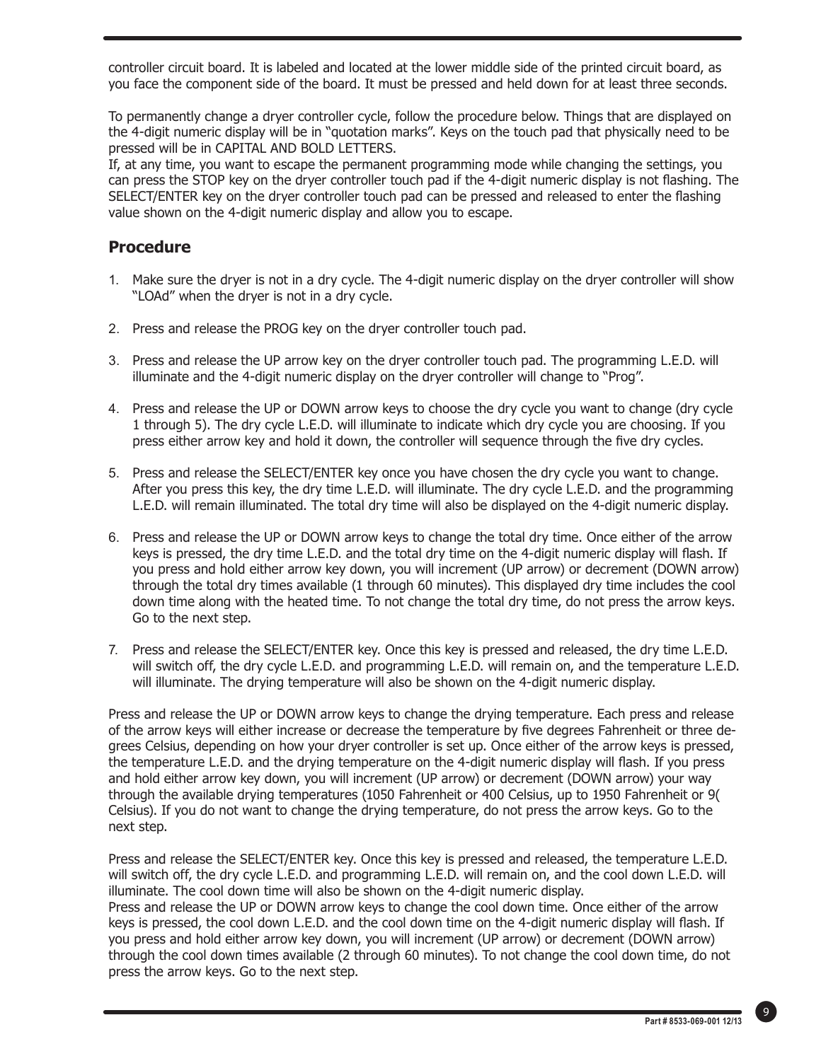controller circuit board. It is labeled and located at the lower middle side of the printed circuit board, as you face the component side of the board. It must be pressed and held down for at least three seconds.

To permanently change a dryer controller cycle, follow the procedure below. Things that are displayed on the 4-digit numeric display will be in "quotation marks". Keys on the touch pad that physically need to be pressed will be in CAPITAL AND BOLD LETTERS.
If, at any time, you want to escape the permanent programming mode while changing the settings, you can press the STOP key on the dryer controller touch pad if the 4-digit numeric display is not flashing. The SELECT/ENTER key on the dryer controller touch pad can be pressed and released to enter the flashing value shown on the 4-digit numeric display and allow you to escape.

## Procedure

1. Make sure the dryer is not in a dry cycle. The 4-digit numeric display on the dryer controller will show "LOAd" when the dryer is not in a dry cycle.

2. Press and release the PROG key on the dryer controller touch pad.

3. Press and release the UP arrow key on the dryer controller touch pad. The programming L.E.D. will illuminate and the 4-digit numeric display on the dryer controller will change to "Prog".

4. Press and release the UP or DOWN arrow keys to choose the dry cycle you want to change (dry cycle 1 through 5). The dry cycle L.E.D. will illuminate to indicate which dry cycle you are choosing. If you press either arrow key and hold it down, the controller will sequence through the five dry cycles.

5. Press and release the SELECT/ENTER key once you have chosen the dry cycle you want to change. After you press this key, the dry time L.E.D. will illuminate. The dry cycle L.E.D. and the programming L.E.D. will remain illuminated. The total dry time will also be displayed on the 4-digit numeric display.

6. Press and release the UP or DOWN arrow keys to change the total dry time. Once either of the arrow keys is pressed, the dry time L.E.D. and the total dry time on the 4-digit numeric display will flash. If you press and hold either arrow key down, you will increment (UP arrow) or decrement (DOWN arrow) through the total dry times available (1 through 60 minutes). This displayed dry time includes the cool down time along with the heated time. To not change the total dry time, do not press the arrow keys. Go to the next step.

7. Press and release the SELECT/ENTER key. Once this key is pressed and released, the dry time L.E.D. will switch off, the dry cycle L.E.D. and programming L.E.D. will remain on, and the temperature L.E.D. will illuminate. The drying temperature will also be shown on the 4-digit numeric display.

Press and release the UP or DOWN arrow keys to change the drying temperature. Each press and release of the arrow keys will either increase or decrease the temperature by five degrees Fahrenheit or three degrees Celsius, depending on how your dryer controller is set up. Once either of the arrow keys is pressed, the temperature L.E.D. and the drying temperature on the 4-digit numeric display will flash. If you press and hold either arrow key down, you will increment (UP arrow) or decrement (DOWN arrow) your way through the available drying temperatures (1050 Fahrenheit or 400 Celsius, up to 1950 Fahrenheit or 9( Celsius). If you do not want to change the drying temperature, do not press the arrow keys. Go to the next step.

Press and release the SELECT/ENTER key. Once this key is pressed and released, the temperature L.E.D. will switch off, the dry cycle L.E.D. and programming L.E.D. will remain on, and the cool down L.E.D. will illuminate. The cool down time will also be shown on the 4-digit numeric display.
Press and release the UP or DOWN arrow keys to change the cool down time. Once either of the arrow keys is pressed, the cool down L.E.D. and the cool down time on the 4-digit numeric display will flash. If you press and hold either arrow key down, you will increment (UP arrow) or decrement (DOWN arrow) through the cool down times available (2 through 60 minutes). To not change the cool down time, do not press the arrow keys. Go to the next step.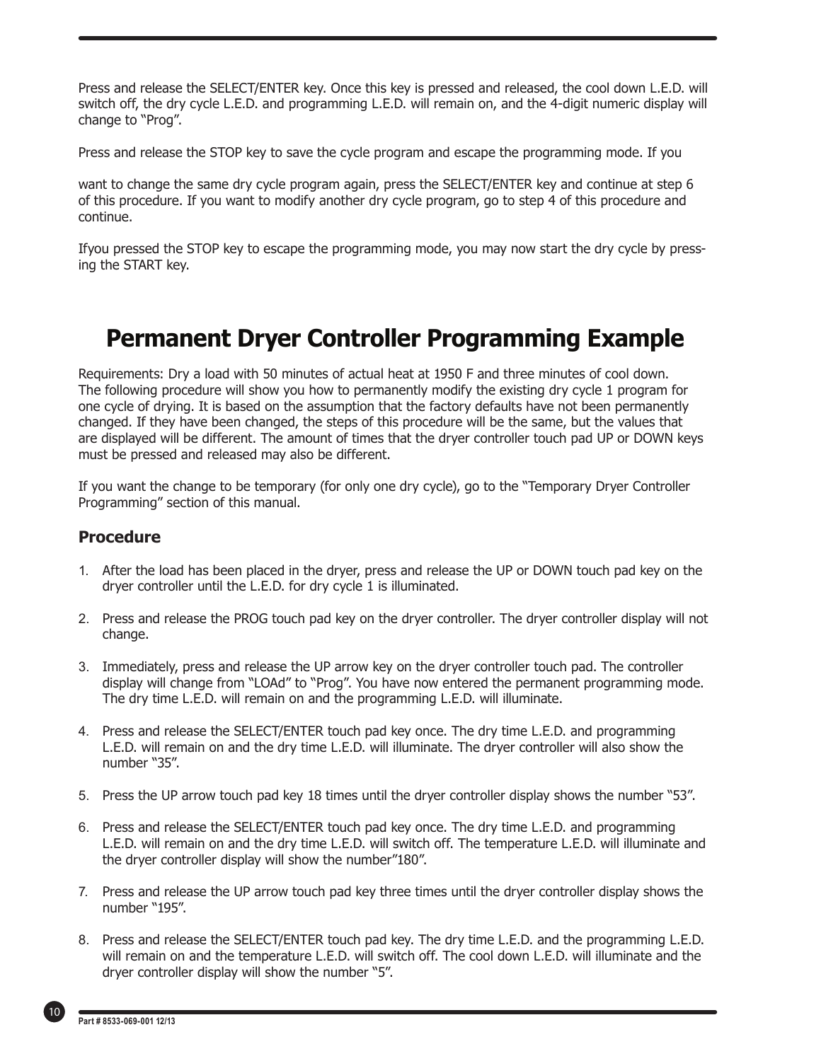Press and release the SELECT/ENTER key. Once this key is pressed and released, the cool down L.E.D. will switch off, the dry cycle L.E.D. and programming L.E.D. will remain on, and the 4-digit numeric display will change to "Prog".

Press and release the STOP key to save the cycle program and escape the programming mode. If you

want to change the same dry cycle program again, press the SELECT/ENTER key and continue at step 6 of this procedure. If you want to modify another dry cycle program, go to step 4 of this procedure and continue.

Ifyou pressed the STOP key to escape the programming mode, you may now start the dry cycle by pressing the START key.

# Permanent Dryer Controller Programming Example

Requirements: Dry a load with 50 minutes of actual heat at 1950 F and three minutes of cool down. The following procedure will show you how to permanently modify the existing dry cycle 1 program for one cycle of drying. It is based on the assumption that the factory defaults have not been permanently changed. If they have been changed, the steps of this procedure will be the same, but the values that are displayed will be different. The amount of times that the dryer controller touch pad UP or DOWN keys must be pressed and released may also be different.

If you want the change to be temporary (for only one dry cycle), go to the "Temporary Dryer Controller Programming" section of this manual.

## Procedure

1. After the load has been placed in the dryer, press and release the UP or DOWN touch pad key on the dryer controller until the L.E.D. for dry cycle 1 is illuminated.

2. Press and release the PROG touch pad key on the dryer controller. The dryer controller display will not change.

3. Immediately, press and release the UP arrow key on the dryer controller touch pad. The controller display will change from "LOAd" to "Prog". You have now entered the permanent programming mode. The dry time L.E.D. will remain on and the programming L.E.D. will illuminate.

4. Press and release the SELECT/ENTER touch pad key once. The dry time L.E.D. and programming L.E.D. will remain on and the dry time L.E.D. will illuminate. The dryer controller will also show the number "35".

5. Press the UP arrow touch pad key 18 times until the dryer controller display shows the number "53".

6. Press and release the SELECT/ENTER touch pad key once. The dry time L.E.D. and programming L.E.D. will remain on and the dry time L.E.D. will switch off. The temperature L.E.D. will illuminate and the dryer controller display will show the number"180".

7. Press and release the UP arrow touch pad key three times until the dryer controller display shows the number "195".

8. Press and release the SELECT/ENTER touch pad key. The dry time L.E.D. and the programming L.E.D. will remain on and the temperature L.E.D. will switch off. The cool down L.E.D. will illuminate and the dryer controller display will show the number "5".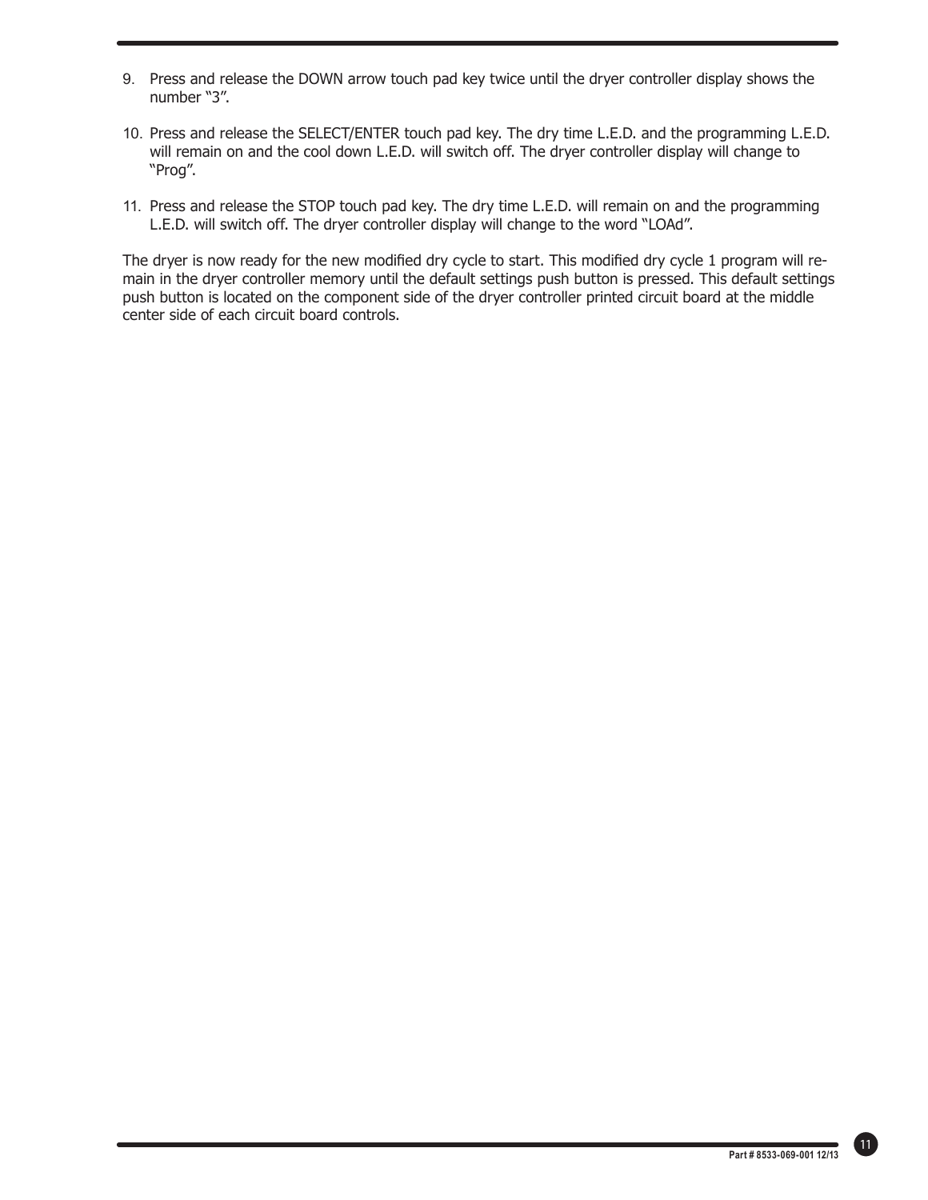9. Press and release the DOWN arrow touch pad key twice until the dryer controller display shows the number "3".

10. Press and release the SELECT/ENTER touch pad key. The dry time L.E.D. and the programming L.E.D. will remain on and the cool down L.E.D. will switch off. The dryer controller display will change to "Prog".

11. Press and release the STOP touch pad key. The dry time L.E.D. will remain on and the programming L.E.D. will switch off. The dryer controller display will change to the word "LOAd".

The dryer is now ready for the new modified dry cycle to start. This modified dry cycle 1 program will remain in the dryer controller memory until the default settings push button is pressed. This default settings push button is located on the component side of the dryer controller printed circuit board at the middle center side of each circuit board controls.